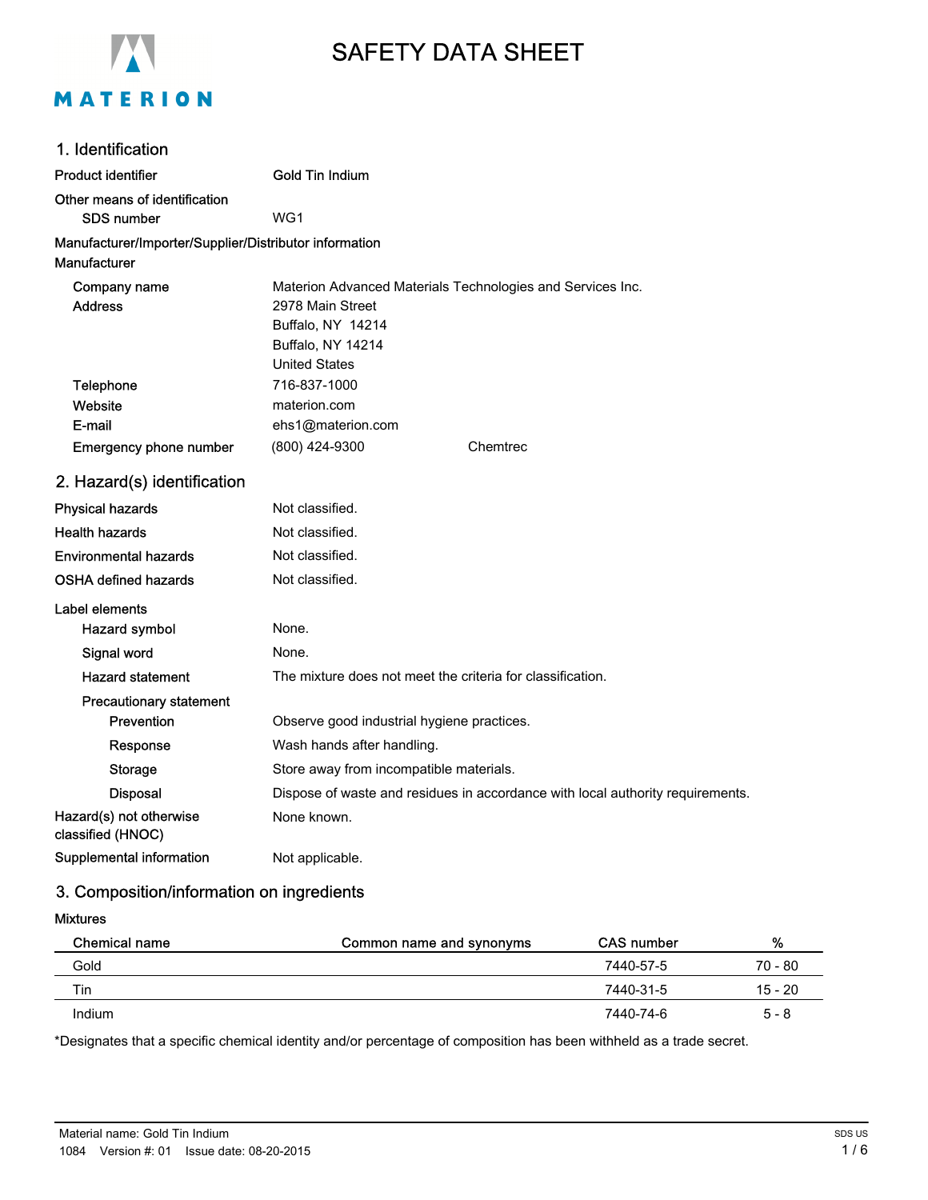# SAFETY DATA SHEET

## 1. Identification

**Product identifier** Gold Tin Indium

**Other means of identification**

SDS number WG1

**Manufacturer/Importer/Supplier/Distributor information**

**Manufacturer**

| | |
|---|---|
| Company name | Materion Advanced Materials Technologies and Services Inc. |
| Address | 2978 Main Street<br>Buffalo, NY 14214<br>Buffalo, NY 14214<br>United States |
| Telephone | 716-837-1000 |
| Website | materion.com |
| E-mail | ehs1@materion.com |
| Emergency phone number | (800) 424-9300 Chemtrec |

## 2. Hazard(s) identification

| | |
|---|---|
| Physical hazards | Not classified. |
| Health hazards | Not classified. |
| Environmental hazards | Not classified. |
| OSHA defined hazards | Not classified. |

**Label elements**

| | |
|---|---|
| Hazard symbol | None. |
| Signal word | None. |
| Hazard statement | The mixture does not meet the criteria for classification. |

**Precautionary statement**

| | |
|---|---|
| Prevention | Observe good industrial hygiene practices. |
| Response | Wash hands after handling. |
| Storage | Store away from incompatible materials. |
| Disposal | Dispose of waste and residues in accordance with local authority requirements. |

| | |
|---|---|
| Hazard(s) not otherwise classified (HNOC) | None known. |
| Supplemental information | Not applicable. |

## 3. Composition/information on ingredients

**Mixtures**

| Chemical name | Common name and synonyms | CAS number | % |
|---|---|---|---|
| Gold | | 7440-57-5 | 70 - 80 |
| Tin | | 7440-31-5 | 15 - 20 |
| Indium | | 7440-74-6 | 5 - 8 |

*Designates that a specific chemical identity and/or percentage of composition has been withheld as a trade secret.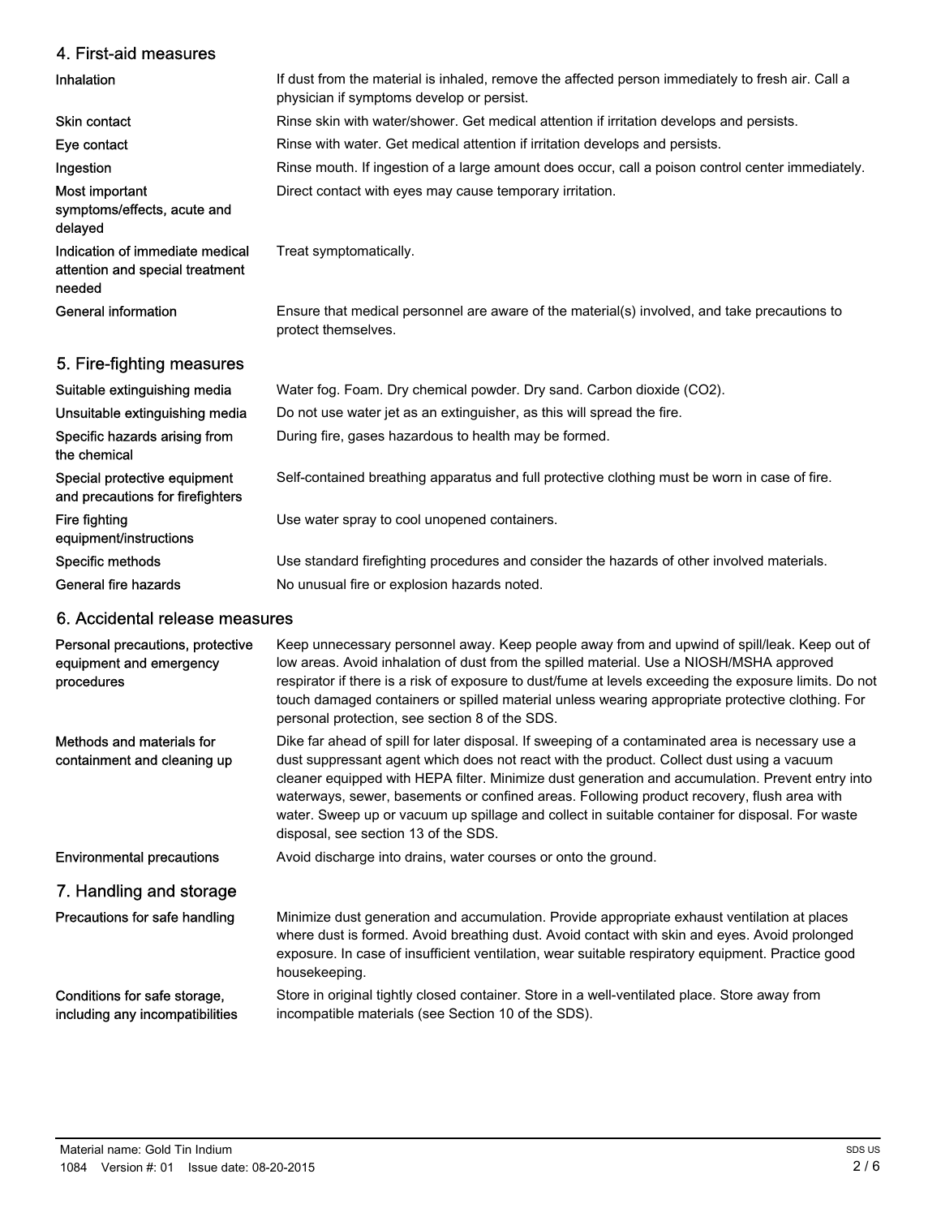## 4. First-aid measures

| | |
|---|---|
| **Inhalation** | If dust from the material is inhaled, remove the affected person immediately to fresh air. Call a physician if symptoms develop or persist. |
| **Skin contact** | Rinse skin with water/shower. Get medical attention if irritation develops and persists. |
| **Eye contact** | Rinse with water. Get medical attention if irritation develops and persists. |
| **Ingestion** | Rinse mouth. If ingestion of a large amount does occur, call a poison control center immediately. |
| **Most important symptoms/effects, acute and delayed** | Direct contact with eyes may cause temporary irritation. |
| **Indication of immediate medical attention and special treatment needed** | Treat symptomatically. |
| **General information** | Ensure that medical personnel are aware of the material(s) involved, and take precautions to protect themselves. |

## 5. Fire-fighting measures

| | |
|---|---|
| **Suitable extinguishing media** | Water fog. Foam. Dry chemical powder. Dry sand. Carbon dioxide ($CO_2$). |
| **Unsuitable extinguishing media** | Do not use water jet as an extinguisher, as this will spread the fire. |
| **Specific hazards arising from the chemical** | During fire, gases hazardous to health may be formed. |
| **Special protective equipment and precautions for firefighters** | Self-contained breathing apparatus and full protective clothing must be worn in case of fire. |
| **Fire fighting equipment/instructions** | Use water spray to cool unopened containers. |
| **Specific methods** | Use standard firefighting procedures and consider the hazards of other involved materials. |
| **General fire hazards** | No unusual fire or explosion hazards noted. |

## 6. Accidental release measures

| | |
|---|---|
| **Personal precautions, protective equipment and emergency procedures** | Keep unnecessary personnel away. Keep people away from and upwind of spill/leak. Keep out of low areas. Avoid inhalation of dust from the spilled material. Use a NIOSH/MSHA approved respirator if there is a risk of exposure to dust/fume at levels exceeding the exposure limits. Do not touch damaged containers or spilled material unless wearing appropriate protective clothing. For personal protection, see section 8 of the SDS. |
| **Methods and materials for containment and cleaning up** | Dike far ahead of spill for later disposal. If sweeping of a contaminated area is necessary use a dust suppressant agent which does not react with the product. Collect dust using a vacuum cleaner equipped with HEPA filter. Minimize dust generation and accumulation. Prevent entry into waterways, sewer, basements or confined areas. Following product recovery, flush area with water. Sweep up or vacuum up spillage and collect in suitable container for disposal. For waste disposal, see section 13 of the SDS. |
| **Environmental precautions** | Avoid discharge into drains, water courses or onto the ground. |

## 7. Handling and storage

| | |
|---|---|
| **Precautions for safe handling** | Minimize dust generation and accumulation. Provide appropriate exhaust ventilation at places where dust is formed. Avoid breathing dust. Avoid contact with skin and eyes. Avoid prolonged exposure. In case of insufficient ventilation, wear suitable respiratory equipment. Practice good housekeeping. |
| **Conditions for safe storage, including any incompatibilities** | Store in original tightly closed container. Store in a well-ventilated place. Store away from incompatible materials (see Section 10 of the SDS). |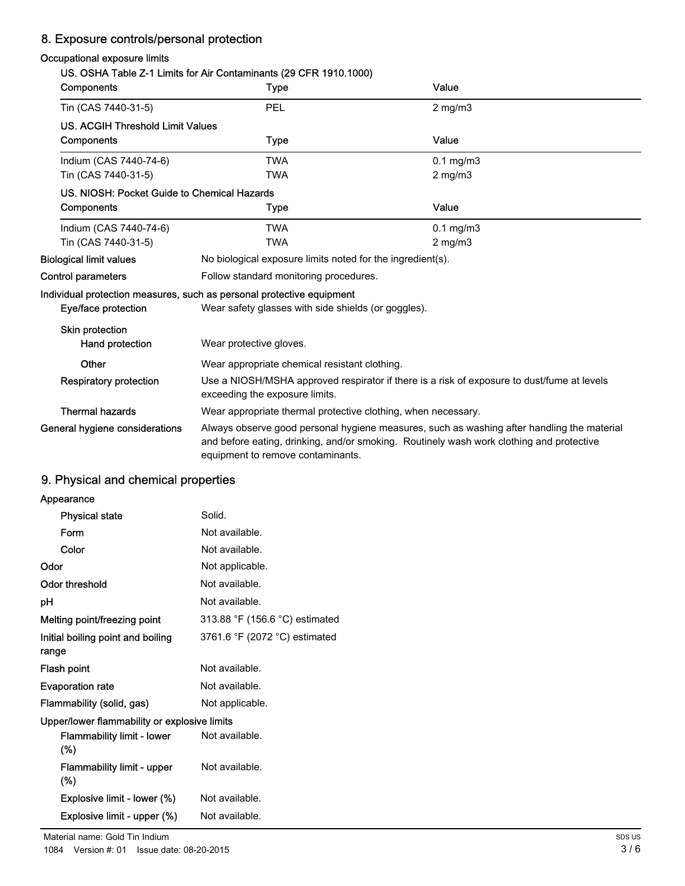## 8. Exposure controls/personal protection

### Occupational exposure limits

**US. OSHA Table Z-1 Limits for Air Contaminants (29 CFR 1910.1000)**

| Components | Type | Value |
|---|---|---|
| Tin (CAS 7440-31-5) | PEL | 2 mg/m3 |

**US. ACGIH Threshold Limit Values**

| Components | Type | Value |
|---|---|---|
| Indium (CAS 7440-74-6) | TWA | 0.1 mg/m3 |
| Tin (CAS 7440-31-5) | TWA | 2 mg/m3 |

**US. NIOSH: Pocket Guide to Chemical Hazards**

| Components | Type | Value |
|---|---|---|
| Indium (CAS 7440-74-6) | TWA | 0.1 mg/m3 |
| Tin (CAS 7440-31-5) | TWA | 2 mg/m3 |

**Biological limit values**: No biological exposure limits noted for the ingredient(s).

**Control parameters**: Follow standard monitoring procedures.

### Individual protection measures, such as personal protective equipment

**Eye/face protection**: Wear safety glasses with side shields (or goggles).

**Skin protection**

- **Hand protection**: Wear protective gloves.
- **Other**: Wear appropriate chemical resistant clothing.

**Respiratory protection**: Use a NIOSH/MSHA approved respirator if there is a risk of exposure to dust/fume at levels exceeding the exposure limits.

**Thermal hazards**: Wear appropriate thermal protective clothing, when necessary.

**General hygiene considerations**: Always observe good personal hygiene measures, such as washing after handling the material and before eating, drinking, and/or smoking. Routinely wash work clothing and protective equipment to remove contaminants.

## 9. Physical and chemical properties

**Appearance**

- **Physical state**: Solid.
- **Form**: Not available.
- **Color**: Not available.

**Odor**: Not applicable.

**Odor threshold**: Not available.

**pH**: Not available.

**Melting point/freezing point**: 313.88 °F (156.6 °C) estimated

**Initial boiling point and boiling range**: 3761.6 °F (2072 °C) estimated

**Flash point**: Not available.

**Evaporation rate**: Not available.

**Flammability (solid, gas)**: Not applicable.

**Upper/lower flammability or explosive limits**

- **Flammability limit - lower (%)**: Not available.
- **Flammability limit - upper (%)**: Not available.
- **Explosive limit - lower (%)**: Not available.
- **Explosive limit - upper (%)**: Not available.

Material name: Gold Tin Indium

1084 Version #: 01 Issue date: 08-20-2015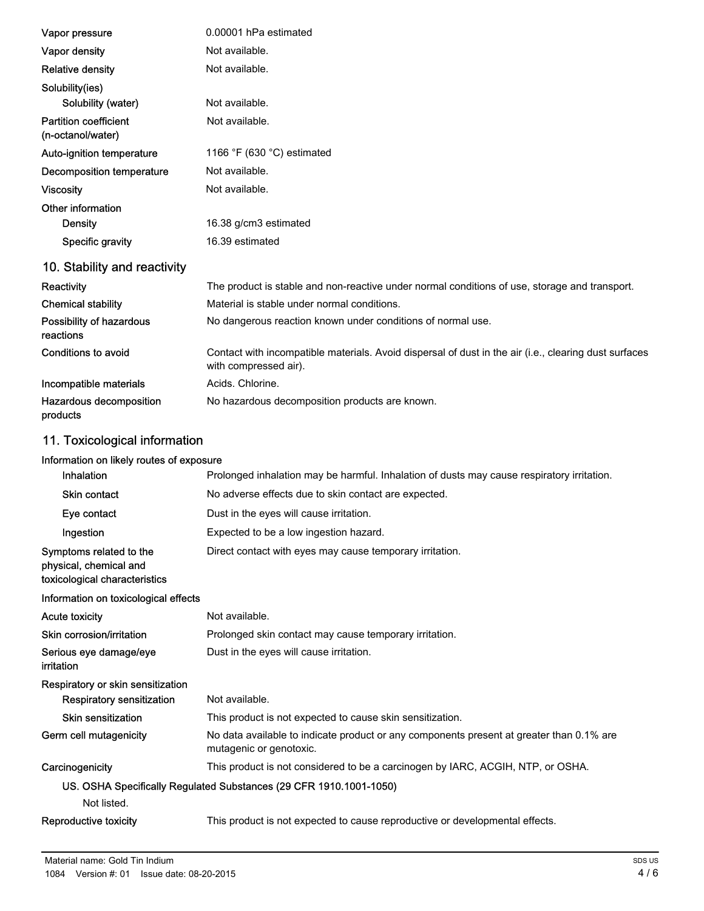| | |
|---|---|
| Vapor pressure | 0.00001 hPa estimated |
| Vapor density | Not available. |
| Relative density | Not available. |
| Solubility(ies) | |
| Solubility (water) | Not available. |
| Partition coefficient (n-octanol/water) | Not available. |
| Auto-ignition temperature | 1166 °F (630 °C) estimated |
| Decomposition temperature | Not available. |
| Viscosity | Not available. |
| Other information | |
| Density | 16.38 g/cm3 estimated |
| Specific gravity | 16.39 estimated |

## 10. Stability and reactivity

| | |
|---|---|
| Reactivity | The product is stable and non-reactive under normal conditions of use, storage and transport. |
| Chemical stability | Material is stable under normal conditions. |
| Possibility of hazardous reactions | No dangerous reaction known under conditions of normal use. |
| Conditions to avoid | Contact with incompatible materials. Avoid dispersal of dust in the air (i.e., clearing dust surfaces with compressed air). |
| Incompatible materials | Acids. Chlorine. |
| Hazardous decomposition products | No hazardous decomposition products are known. |

## 11. Toxicological information

**Information on likely routes of exposure**

| | |
|---|---|
| Inhalation | Prolonged inhalation may be harmful. Inhalation of dusts may cause respiratory irritation. |
| Skin contact | No adverse effects due to skin contact are expected. |
| Eye contact | Dust in the eyes will cause irritation. |
| Ingestion | Expected to be a low ingestion hazard. |
| Symptoms related to the physical, chemical and toxicological characteristics | Direct contact with eyes may cause temporary irritation. |

**Information on toxicological effects**

| | |
|---|---|
| Acute toxicity | Not available. |
| Skin corrosion/irritation | Prolonged skin contact may cause temporary irritation. |
| Serious eye damage/eye irritation | Dust in the eyes will cause irritation. |
| Respiratory or skin sensitization | |
| Respiratory sensitization | Not available. |
| Skin sensitization | This product is not expected to cause skin sensitization. |
| Germ cell mutagenicity | No data available to indicate product or any components present at greater than 0.1% are mutagenic or genotoxic. |
| Carcinogenicity | This product is not considered to be a carcinogen by IARC, ACGIH, NTP, or OSHA. |

**US. OSHA Specifically Regulated Substances (29 CFR 1910.1001-1050)**

Not listed.

| | |
|---|---|
| Reproductive toxicity | This product is not expected to cause reproductive or developmental effects. |

Material name: Gold Tin Indium

1084 Version #: 01 Issue date: 08-20-2015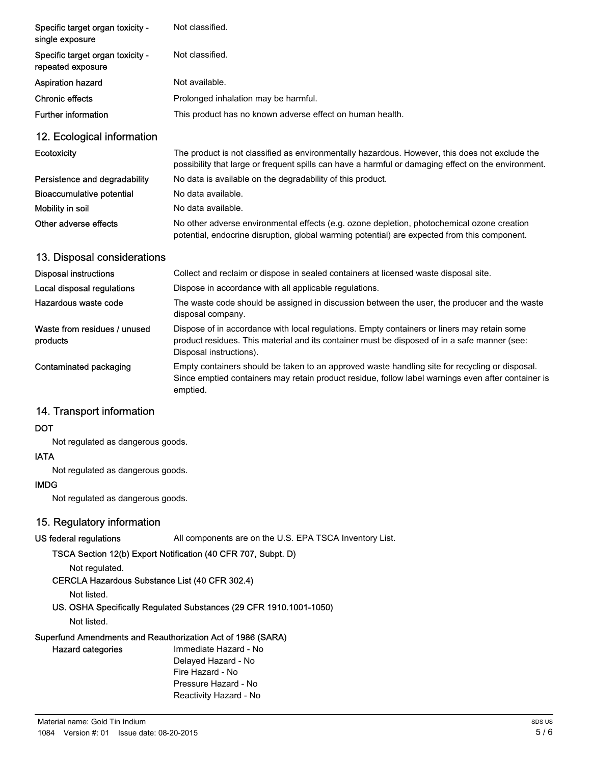| | |
|---|---|
| **Specific target organ toxicity - single exposure** | Not classified. |
| **Specific target organ toxicity - repeated exposure** | Not classified. |
| **Aspiration hazard** | Not available. |
| **Chronic effects** | Prolonged inhalation may be harmful. |
| **Further information** | This product has no known adverse effect on human health. |

## 12. Ecological information

| | |
|---|---|
| **Ecotoxicity** | The product is not classified as environmentally hazardous. However, this does not exclude the possibility that large or frequent spills can have a harmful or damaging effect on the environment. |
| **Persistence and degradability** | No data is available on the degradability of this product. |
| **Bioaccumulative potential** | No data available. |
| **Mobility in soil** | No data available. |
| **Other adverse effects** | No other adverse environmental effects (e.g. ozone depletion, photochemical ozone creation potential, endocrine disruption, global warming potential) are expected from this component. |

## 13. Disposal considerations

| | |
|---|---|
| **Disposal instructions** | Collect and reclaim or dispose in sealed containers at licensed waste disposal site. |
| **Local disposal regulations** | Dispose in accordance with all applicable regulations. |
| **Hazardous waste code** | The waste code should be assigned in discussion between the user, the producer and the waste disposal company. |
| **Waste from residues / unused products** | Dispose of in accordance with local regulations. Empty containers or liners may retain some product residues. This material and its container must be disposed of in a safe manner (see: Disposal instructions). |
| **Contaminated packaging** | Empty containers should be taken to an approved waste handling site for recycling or disposal. Since emptied containers may retain product residue, follow label warnings even after container is emptied. |

## 14. Transport information

**DOT**

Not regulated as dangerous goods.

**IATA**

Not regulated as dangerous goods.

**IMDG**

Not regulated as dangerous goods.

## 15. Regulatory information

**US federal regulations** All components are on the U.S. EPA TSCA Inventory List.

**TSCA Section 12(b) Export Notification (40 CFR 707, Subpt. D)**

Not regulated.

**CERCLA Hazardous Substance List (40 CFR 302.4)**

Not listed.

**US. OSHA Specifically Regulated Substances (29 CFR 1910.1001-1050)**

Not listed.

**Superfund Amendments and Reauthorization Act of 1986 (SARA)**

**Hazard categories**

Immediate Hazard - No
Delayed Hazard - No
Fire Hazard - No
Pressure Hazard - No
Reactivity Hazard - No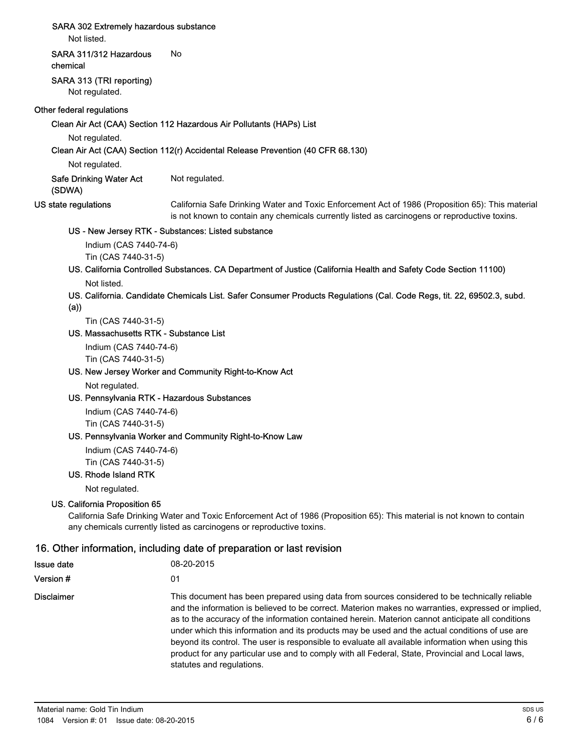**SARA 302 Extremely hazardous substance**

Not listed.

**SARA 311/312 Hazardous chemical** No

**SARA 313 (TRI reporting)**

Not regulated.

**Other federal regulations**

**Clean Air Act (CAA) Section 112 Hazardous Air Pollutants (HAPs) List**

Not regulated.

**Clean Air Act (CAA) Section 112(r) Accidental Release Prevention (40 CFR 68.130)**

Not regulated.

**Safe Drinking Water Act (SDWA)** Not regulated.

**US state regulations** California Safe Drinking Water and Toxic Enforcement Act of 1986 (Proposition 65): This material is not known to contain any chemicals currently listed as carcinogens or reproductive toxins.

**US - New Jersey RTK - Substances: Listed substance**

Indium (CAS 7440-74-6)
Tin (CAS 7440-31-5)

**US. California Controlled Substances. CA Department of Justice (California Health and Safety Code Section 11100)**

Not listed.

**US. California. Candidate Chemicals List. Safer Consumer Products Regulations (Cal. Code Regs, tit. 22, 69502.3, subd. (a))**

Tin (CAS 7440-31-5)

**US. Massachusetts RTK - Substance List**

Indium (CAS 7440-74-6)
Tin (CAS 7440-31-5)

**US. New Jersey Worker and Community Right-to-Know Act**

Not regulated.

**US. Pennsylvania RTK - Hazardous Substances**

Indium (CAS 7440-74-6)
Tin (CAS 7440-31-5)

**US. Pennsylvania Worker and Community Right-to-Know Law**

Indium (CAS 7440-74-6)
Tin (CAS 7440-31-5)

**US. Rhode Island RTK**

Not regulated.

**US. California Proposition 65**

California Safe Drinking Water and Toxic Enforcement Act of 1986 (Proposition 65): This material is not known to contain any chemicals currently listed as carcinogens or reproductive toxins.

## 16. Other information, including date of preparation or last revision

**Issue date** 08-20-2015

**Version #** 01

**Disclaimer** This document has been prepared using data from sources considered to be technically reliable and the information is believed to be correct. Materion makes no warranties, expressed or implied, as to the accuracy of the information contained herein. Materion cannot anticipate all conditions under which this information and its products may be used and the actual conditions of use are beyond its control. The user is responsible to evaluate all available information when using this product for any particular use and to comply with all Federal, State, Provincial and Local laws, statutes and regulations.